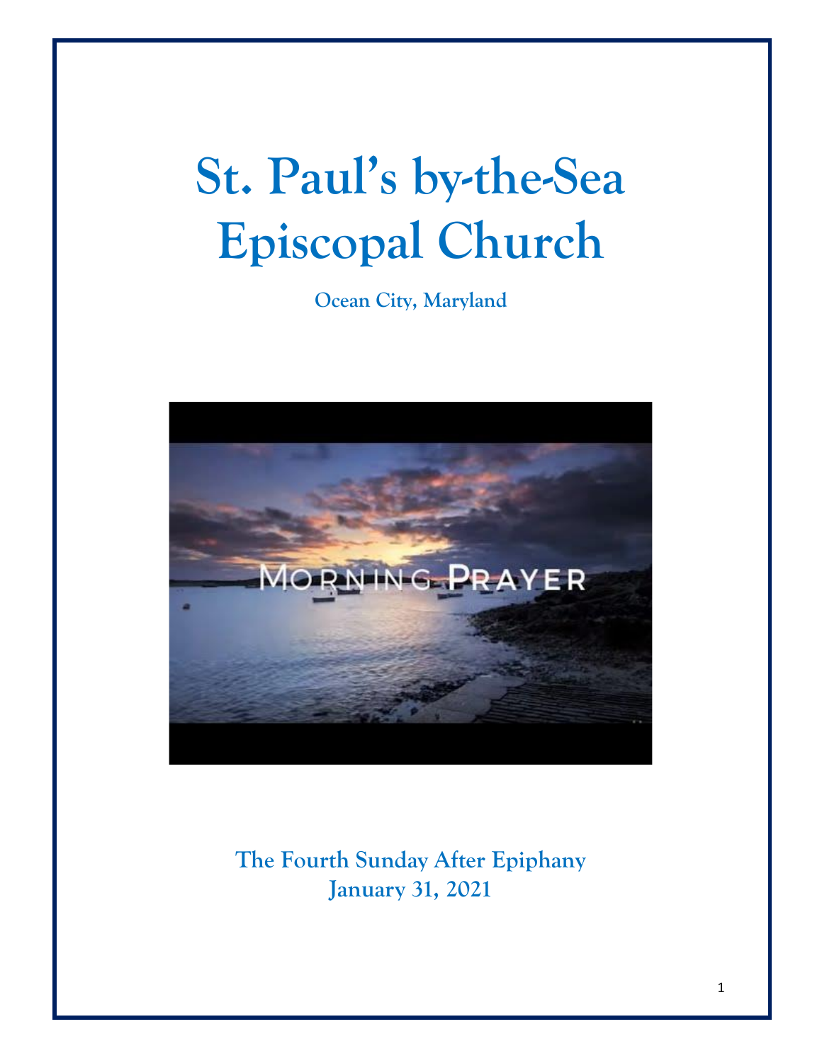# St. Paul's by-the-Sea Episcopal Church

**Ocean City, Maryland**

**The Fourth Sunday After Epiphany**
**January 31, 2021**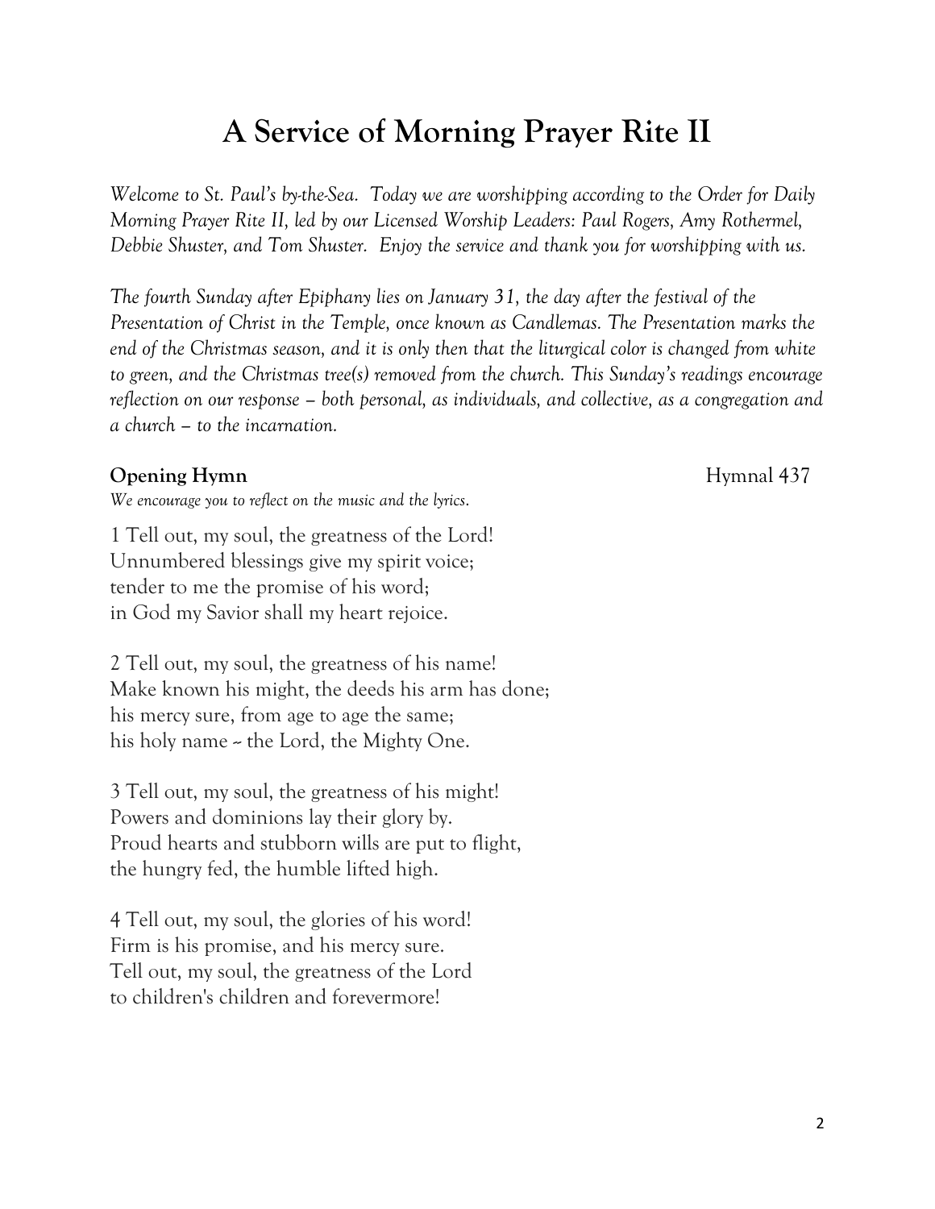# A Service of Morning Prayer Rite II

*Welcome to St. Paul's by-the-Sea. Today we are worshipping according to the Order for Daily Morning Prayer Rite II, led by our Licensed Worship Leaders: Paul Rogers, Amy Rothermel, Debbie Shuster, and Tom Shuster. Enjoy the service and thank you for worshipping with us.*

*The fourth Sunday after Epiphany lies on January 31, the day after the festival of the Presentation of Christ in the Temple, once known as Candlemas. The Presentation marks the end of the Christmas season, and it is only then that the liturgical color is changed from white to green, and the Christmas tree(s) removed from the church. This Sunday's readings encourage reflection on our response – both personal, as individuals, and collective, as a congregation and a church – to the incarnation.*

**Opening Hymn** Hymnal 437

*We encourage you to reflect on the music and the lyrics.*

1 Tell out, my soul, the greatness of the Lord!
Unnumbered blessings give my spirit voice;
tender to me the promise of his word;
in God my Savior shall my heart rejoice.

2 Tell out, my soul, the greatness of his name!
Make known his might, the deeds his arm has done;
his mercy sure, from age to age the same;
his holy name ~ the Lord, the Mighty One.

3 Tell out, my soul, the greatness of his might!
Powers and dominions lay their glory by.
Proud hearts and stubborn wills are put to flight,
the hungry fed, the humble lifted high.

4 Tell out, my soul, the glories of his word!
Firm is his promise, and his mercy sure.
Tell out, my soul, the greatness of the Lord
to children's children and forevermore!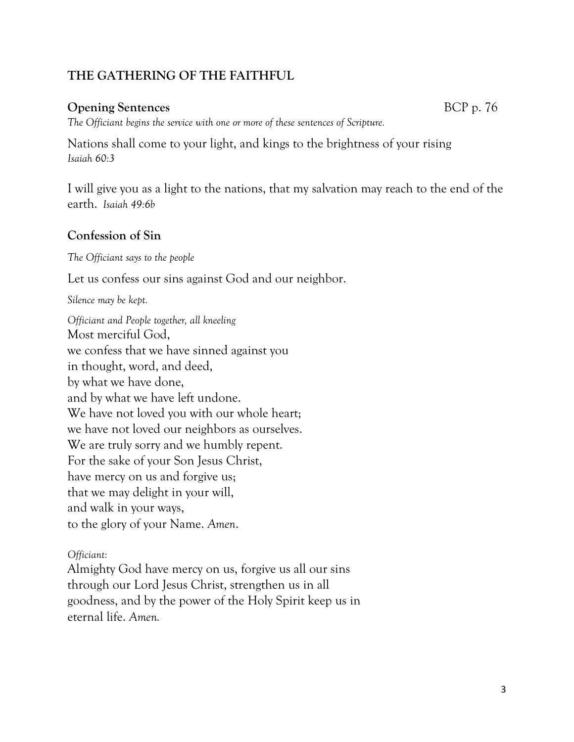## THE GATHERING OF THE FAITHFUL

### Opening Sentences BCP p. 76

*The Officiant begins the service with one or more of these sentences of Scripture.*

Nations shall come to your light, and kings to the brightness of your rising
*Isaiah 60:3*

I will give you as a light to the nations, that my salvation may reach to the end of the earth. *Isaiah 49:6b*

### Confession of Sin

*The Officiant says to the people*

Let us confess our sins against God and our neighbor.

*Silence may be kept.*

*Officiant and People together, all kneeling*
Most merciful God,
we confess that we have sinned against you
in thought, word, and deed,
by what we have done,
and by what we have left undone.
We have not loved you with our whole heart;
we have not loved our neighbors as ourselves.
We are truly sorry and we humbly repent.
For the sake of your Son Jesus Christ,
have mercy on us and forgive us;
that we may delight in your will,
and walk in your ways,
to the glory of your Name. *Amen*.

*Officiant:*
Almighty God have mercy on us, forgive us all our sins through our Lord Jesus Christ, strengthen us in all goodness, and by the power of the Holy Spirit keep us in eternal life. *Amen.*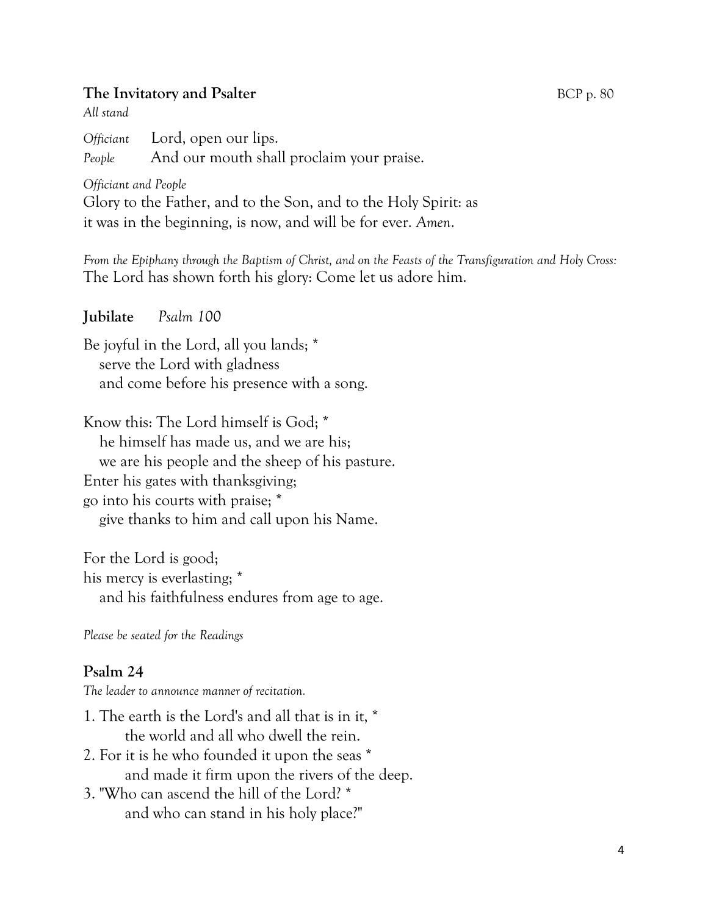**The Invitatory and Psalter** BCP p. 80

*All stand*

*Officiant* Lord, open our lips.
*People* And our mouth shall proclaim your praise.

*Officiant and People*
Glory to the Father, and to the Son, and to the Holy Spirit: as it was in the beginning, is now, and will be for ever. *Amen*.

*From the Epiphany through the Baptism of Christ, and on the Feasts of the Transfiguration and Holy Cross:*
The Lord has shown forth his glory: Come let us adore him.

**Jubilate** *Psalm 100*

Be joyful in the Lord, all you lands; *
  serve the Lord with gladness
  and come before his presence with a song.

Know this: The Lord himself is God; *
  he himself has made us, and we are his;
  we are his people and the sheep of his pasture.
Enter his gates with thanksgiving;
go into his courts with praise; *
  give thanks to him and call upon his Name.

For the Lord is good;
his mercy is everlasting; *
  and his faithfulness endures from age to age.

*Please be seated for the Readings*

**Psalm 24**

*The leader to announce manner of recitation.*

1. The earth is the Lord's and all that is in it, *
  the world and all who dwell the rein.
2. For it is he who founded it upon the seas *
  and made it firm upon the rivers of the deep.
3. "Who can ascend the hill of the Lord? *
  and who can stand in his holy place?"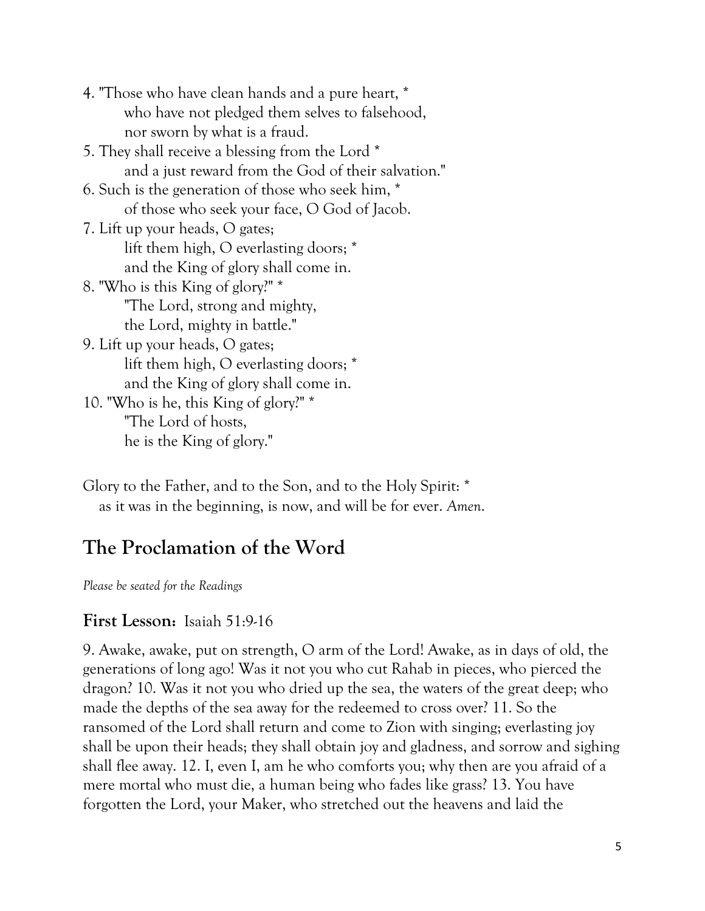4. "Those who have clean hands and a pure heart, *  
   who have not pledged them selves to falsehood,  
   nor sworn by what is a fraud.  
5. They shall receive a blessing from the Lord *  
   and a just reward from the God of their salvation."  
6. Such is the generation of those who seek him, *  
   of those who seek your face, O God of Jacob.  
7. Lift up your heads, O gates;  
   lift them high, O everlasting doors; *  
   and the King of glory shall come in.  
8. "Who is this King of glory?" *  
   "The Lord, strong and mighty,  
   the Lord, mighty in battle."  
9. Lift up your heads, O gates;  
   lift them high, O everlasting doors; *  
   and the King of glory shall come in.  
10. "Who is he, this King of glory?" *  
   "The Lord of hosts,  
   he is the King of glory."

Glory to the Father, and to the Son, and to the Holy Spirit: *  
   as it was in the beginning, is now, and will be for ever. *Amen*.

## The Proclamation of the Word

*Please be seated for the Readings*

### First Lesson: Isaiah 51:9-16

9. Awake, awake, put on strength, O arm of the Lord! Awake, as in days of old, the generations of long ago! Was it not you who cut Rahab in pieces, who pierced the dragon? 10. Was it not you who dried up the sea, the waters of the great deep; who made the depths of the sea away for the redeemed to cross over? 11. So the ransomed of the Lord shall return and come to Zion with singing; everlasting joy shall be upon their heads; they shall obtain joy and gladness, and sorrow and sighing shall flee away. 12. I, even I, am he who comforts you; why then are you afraid of a mere mortal who must die, a human being who fades like grass? 13. You have forgotten the Lord, your Maker, who stretched out the heavens and laid the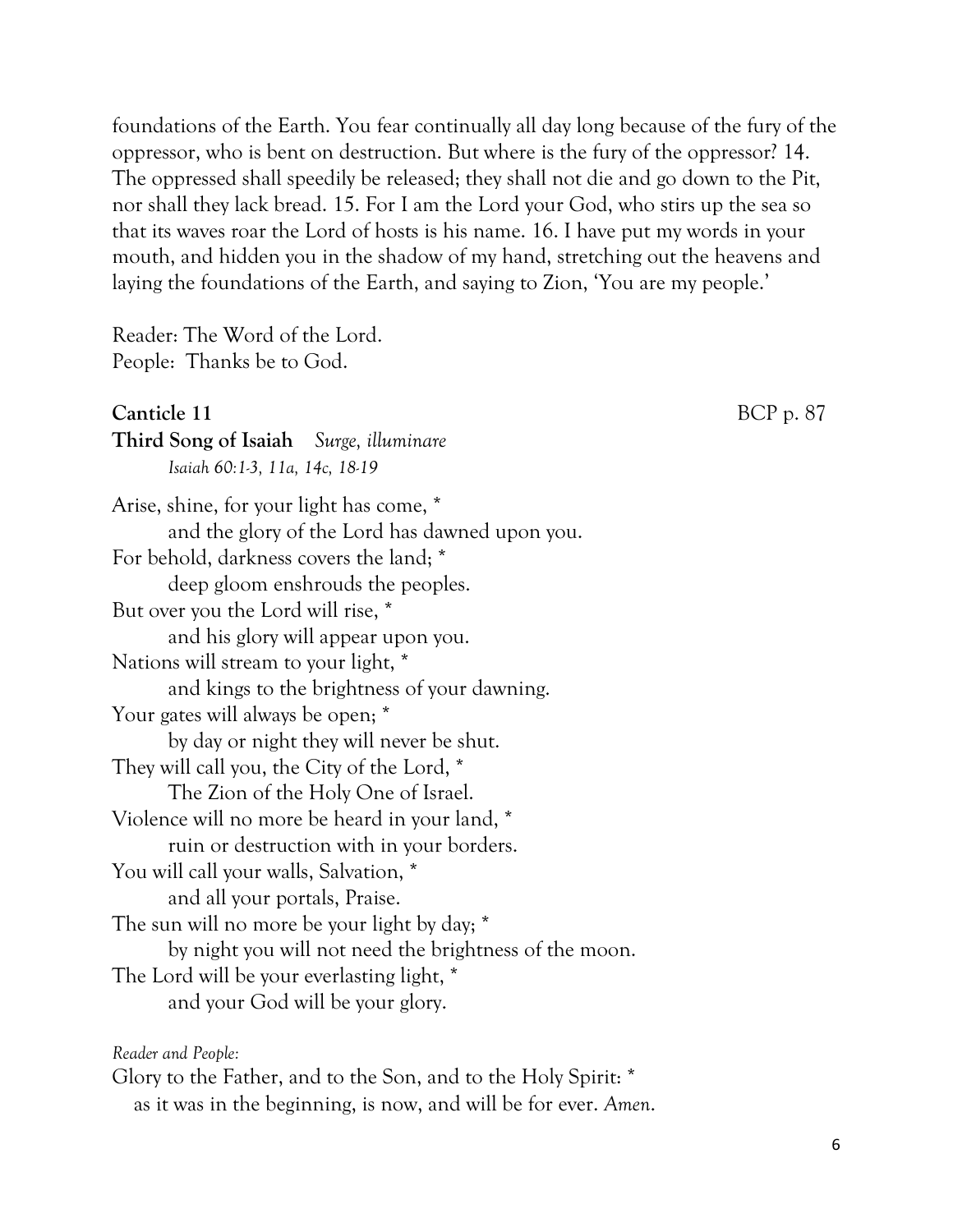foundations of the Earth. You fear continually all day long because of the fury of the oppressor, who is bent on destruction. But where is the fury of the oppressor? 14. The oppressed shall speedily be released; they shall not die and go down to the Pit, nor shall they lack bread. 15. For I am the Lord your God, who stirs up the sea so that its waves roar the Lord of hosts is his name. 16. I have put my words in your mouth, and hidden you in the shadow of my hand, stretching out the heavens and laying the foundations of the Earth, and saying to Zion, 'You are my people.'

Reader: The Word of the Lord.
People: Thanks be to God.

**Canticle 11** BCP p. 87

**Third Song of Isaiah** *Surge, illuminare*
*Isaiah 60:1-3, 11a, 14c, 18-19*

Arise, shine, for your light has come, *
    and the glory of the Lord has dawned upon you.
For behold, darkness covers the land; *
    deep gloom enshrouds the peoples.
But over you the Lord will rise, *
    and his glory will appear upon you.
Nations will stream to your light, *
    and kings to the brightness of your dawning.
Your gates will always be open; *
    by day or night they will never be shut.
They will call you, the City of the Lord, *
    The Zion of the Holy One of Israel.
Violence will no more be heard in your land, *
    ruin or destruction with in your borders.
You will call your walls, Salvation, *
    and all your portals, Praise.
The sun will no more be your light by day; *
    by night you will not need the brightness of the moon.
The Lord will be your everlasting light, *
    and your God will be your glory.

*Reader and People:*
Glory to the Father, and to the Son, and to the Holy Spirit: *
  as it was in the beginning, is now, and will be for ever. *Amen.*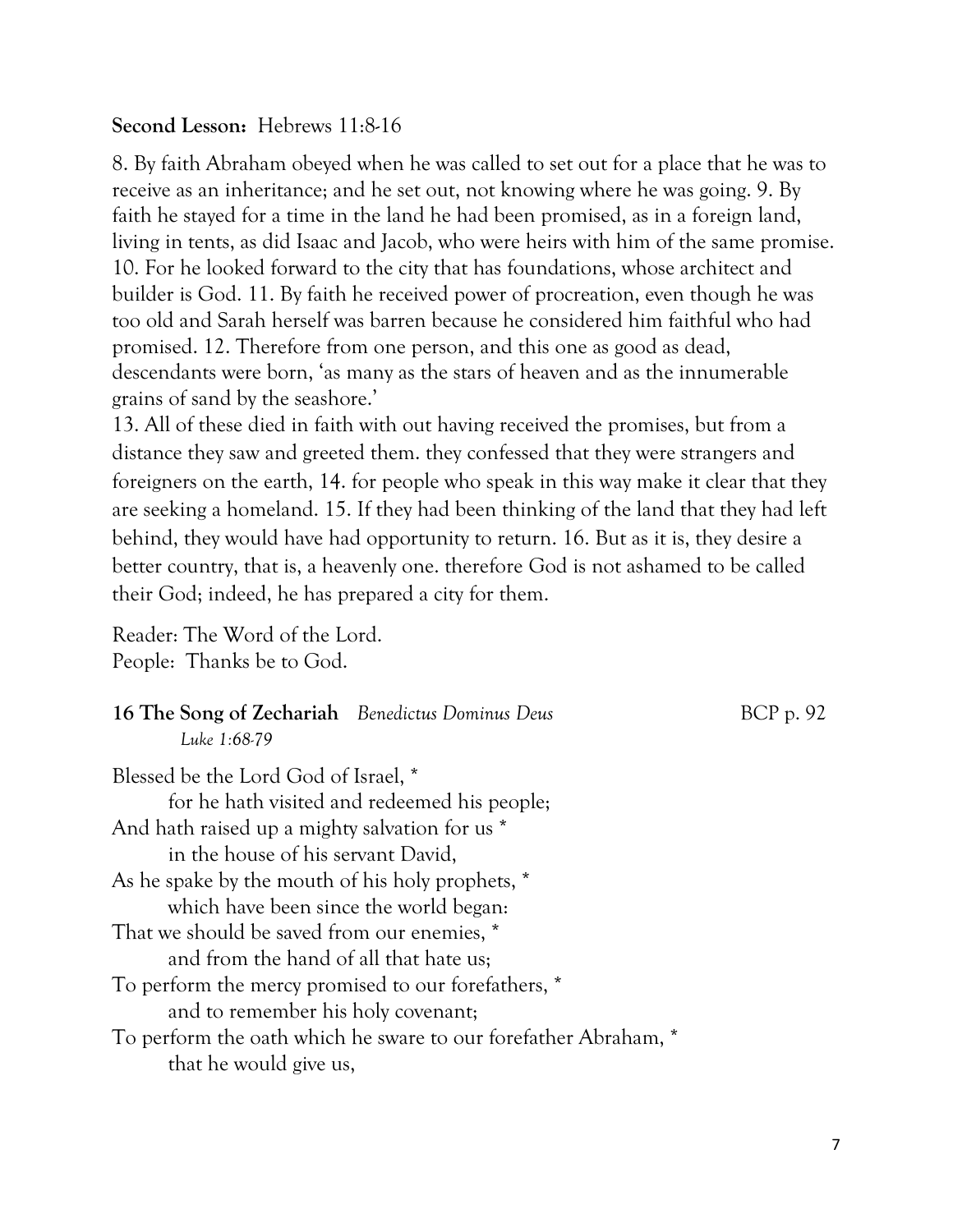**Second Lesson:** Hebrews 11:8-16

8. By faith Abraham obeyed when he was called to set out for a place that he was to receive as an inheritance; and he set out, not knowing where he was going. 9. By faith he stayed for a time in the land he had been promised, as in a foreign land, living in tents, as did Isaac and Jacob, who were heirs with him of the same promise. 10. For he looked forward to the city that has foundations, whose architect and builder is God. 11. By faith he received power of procreation, even though he was too old and Sarah herself was barren because he considered him faithful who had promised. 12. Therefore from one person, and this one as good as dead, descendants were born, 'as many as the stars of heaven and as the innumerable grains of sand by the seashore.'
13. All of these died in faith with out having received the promises, but from a distance they saw and greeted them. they confessed that they were strangers and foreigners on the earth, 14. for people who speak in this way make it clear that they are seeking a homeland. 15. If they had been thinking of the land that they had left behind, they would have had opportunity to return. 16. But as it is, they desire a better country, that is, a heavenly one. therefore God is not ashamed to be called their God; indeed, he has prepared a city for them.

Reader: The Word of the Lord.
People: Thanks be to God.

**16 The Song of Zechariah** *Benedictus Dominus Deus* BCP p. 92
*Luke 1:68-79*

Blessed be the Lord God of Israel, *
for he hath visited and redeemed his people;
And hath raised up a mighty salvation for us *
in the house of his servant David,
As he spake by the mouth of his holy prophets, *
which have been since the world began:
That we should be saved from our enemies, *
and from the hand of all that hate us;
To perform the mercy promised to our forefathers, *
and to remember his holy covenant;
To perform the oath which he sware to our forefather Abraham, *
that he would give us,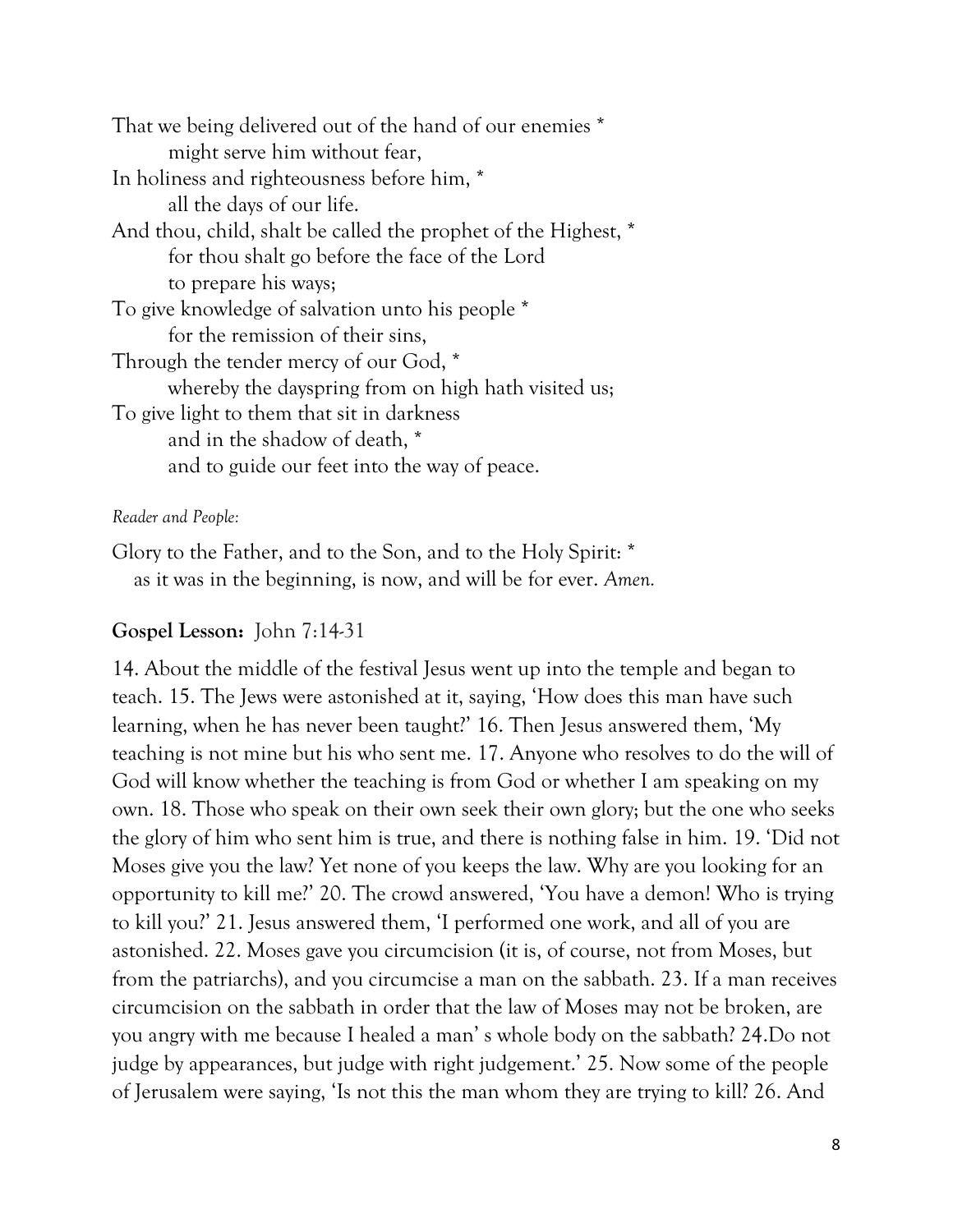That we being delivered out of the hand of our enemies *
　　might serve him without fear,
In holiness and righteousness before him, *
　　all the days of our life.
And thou, child, shalt be called the prophet of the Highest, *
　　for thou shalt go before the face of the Lord
　　to prepare his ways;
To give knowledge of salvation unto his people *
　　for the remission of their sins,
Through the tender mercy of our God, *
　　whereby the dayspring from on high hath visited us;
To give light to them that sit in darkness
　　and in the shadow of death, *
　　and to guide our feet into the way of peace.

*Reader and People:*

Glory to the Father, and to the Son, and to the Holy Spirit: *
　as it was in the beginning, is now, and will be for ever. *Amen.*

**Gospel Lesson:** John 7:14-31

14. About the middle of the festival Jesus went up into the temple and began to teach. 15. The Jews were astonished at it, saying, 'How does this man have such learning, when he has never been taught?' 16. Then Jesus answered them, 'My teaching is not mine but his who sent me. 17. Anyone who resolves to do the will of God will know whether the teaching is from God or whether I am speaking on my own. 18. Those who speak on their own seek their own glory; but the one who seeks the glory of him who sent him is true, and there is nothing false in him. 19. 'Did not Moses give you the law? Yet none of you keeps the law. Why are you looking for an opportunity to kill me?' 20. The crowd answered, 'You have a demon! Who is trying to kill you?' 21. Jesus answered them, 'I performed one work, and all of you are astonished. 22. Moses gave you circumcision (it is, of course, not from Moses, but from the patriarchs), and you circumcise a man on the sabbath. 23. If a man receives circumcision on the sabbath in order that the law of Moses may not be broken, are you angry with me because I healed a man' s whole body on the sabbath? 24.Do not judge by appearances, but judge with right judgement.' 25. Now some of the people of Jerusalem were saying, 'Is not this the man whom they are trying to kill? 26. And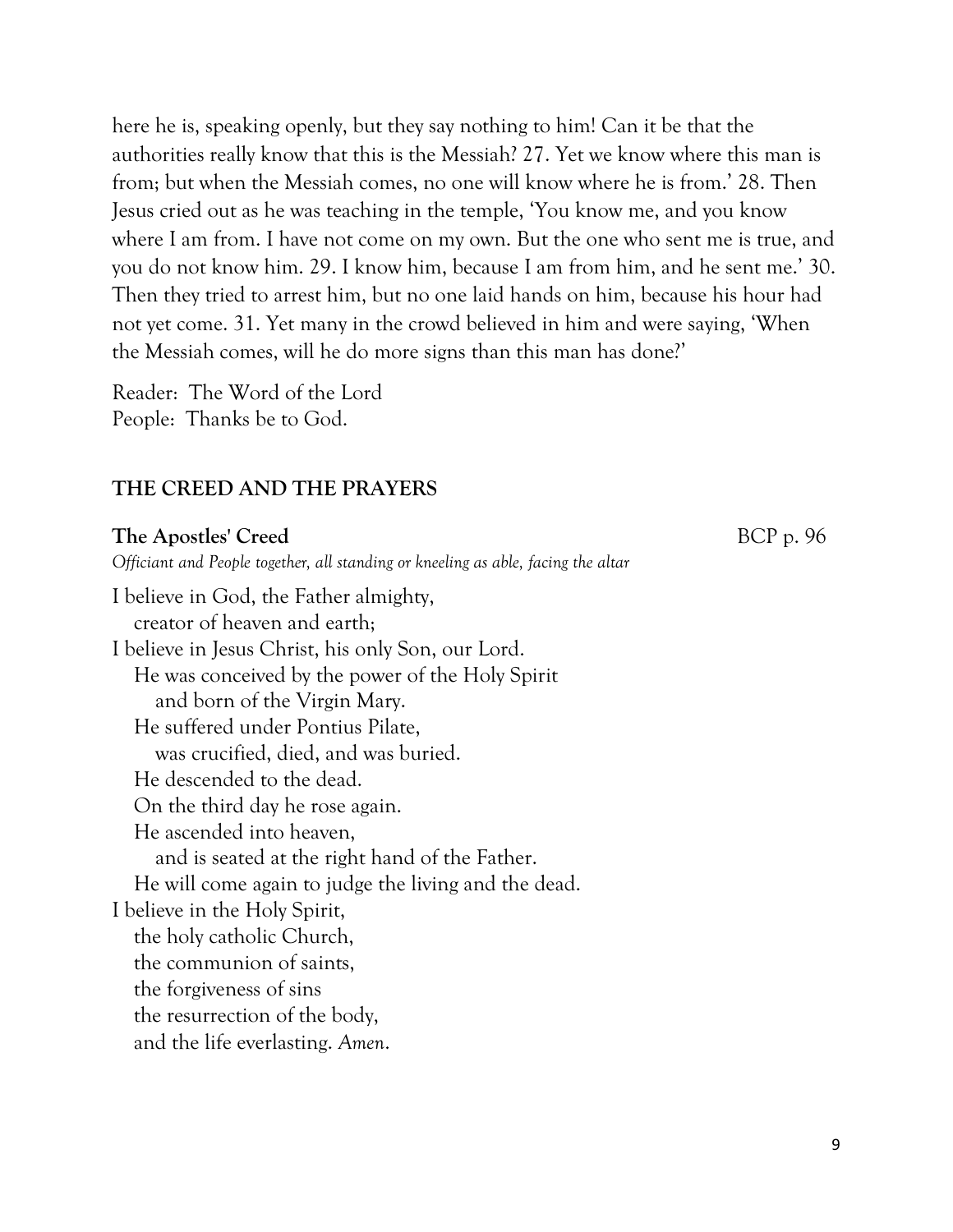here he is, speaking openly, but they say nothing to him! Can it be that the authorities really know that this is the Messiah? 27. Yet we know where this man is from; but when the Messiah comes, no one will know where he is from.' 28. Then Jesus cried out as he was teaching in the temple, 'You know me, and you know where I am from. I have not come on my own. But the one who sent me is true, and you do not know him. 29. I know him, because I am from him, and he sent me.' 30. Then they tried to arrest him, but no one laid hands on him, because his hour had not yet come. 31. Yet many in the crowd believed in him and were saying, 'When the Messiah comes, will he do more signs than this man has done?'

Reader: The Word of the Lord  
People: Thanks be to God.

## THE CREED AND THE PRAYERS

**The Apostles' Creed** BCP p. 96

*Officiant and People together, all standing or kneeling as able, facing the altar*

I believe in God, the Father almighty,  
creator of heaven and earth;  
I believe in Jesus Christ, his only Son, our Lord.  
He was conceived by the power of the Holy Spirit  
and born of the Virgin Mary.  
He suffered under Pontius Pilate,  
was crucified, died, and was buried.  
He descended to the dead.  
On the third day he rose again.  
He ascended into heaven,  
and is seated at the right hand of the Father.  
He will come again to judge the living and the dead.  
I believe in the Holy Spirit,  
the holy catholic Church,  
the communion of saints,  
the forgiveness of sins  
the resurrection of the body,  
and the life everlasting. *Amen.*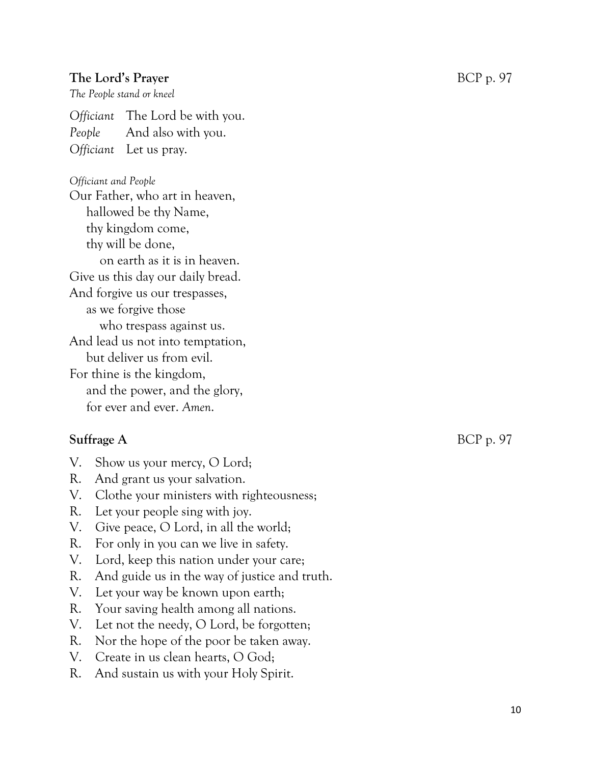**The Lord's Prayer** BCP p. 97

*The People stand or kneel*

*Officiant* The Lord be with you.
*People* And also with you.
*Officiant* Let us pray.

*Officiant and People*

Our Father, who art in heaven,
  hallowed be thy Name,
  thy kingdom come,
  thy will be done,
    on earth as it is in heaven.
Give us this day our daily bread.
And forgive us our trespasses,
  as we forgive those
    who trespass against us.
And lead us not into temptation,
  but deliver us from evil.
For thine is the kingdom,
  and the power, and the glory,
  for ever and ever. *Amen.*

**Suffrage A** BCP p. 97

V. Show us your mercy, O Lord;
R. And grant us your salvation.
V. Clothe your ministers with righteousness;
R. Let your people sing with joy.
V. Give peace, O Lord, in all the world;
R. For only in you can we live in safety.
V. Lord, keep this nation under your care;
R. And guide us in the way of justice and truth.
V. Let your way be known upon earth;
R. Your saving health among all nations.
V. Let not the needy, O Lord, be forgotten;
R. Nor the hope of the poor be taken away.
V. Create in us clean hearts, O God;
R. And sustain us with your Holy Spirit.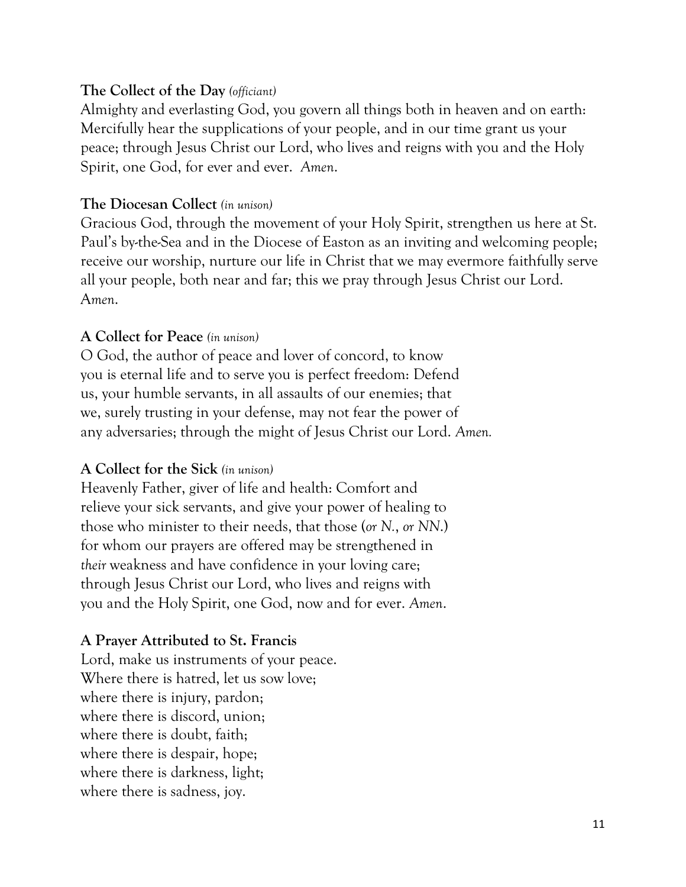**The Collect of the Day** *(officiant)*
Almighty and everlasting God, you govern all things both in heaven and on earth: Mercifully hear the supplications of your people, and in our time grant us your peace; through Jesus Christ our Lord, who lives and reigns with you and the Holy Spirit, one God, for ever and ever. *Amen.*

**The Diocesan Collect** *(in unison)*
Gracious God, through the movement of your Holy Spirit, strengthen us here at St. Paul's by-the-Sea and in the Diocese of Easton as an inviting and welcoming people; receive our worship, nurture our life in Christ that we may evermore faithfully serve all your people, both near and far; this we pray through Jesus Christ our Lord. A*men*.

**A Collect for Peace** *(in unison)*
O God, the author of peace and lover of concord, to know you is eternal life and to serve you is perfect freedom: Defend us, your humble servants, in all assaults of our enemies; that we, surely trusting in your defense, may not fear the power of any adversaries; through the might of Jesus Christ our Lord. *Amen.*

**A Collect for the Sick** *(in unison)*
Heavenly Father, giver of life and health: Comfort and relieve your sick servants, and give your power of healing to those who minister to their needs, that those (*or N., or NN.*) for whom our prayers are offered may be strengthened in *their* weakness and have confidence in your loving care; through Jesus Christ our Lord, who lives and reigns with you and the Holy Spirit, one God, now and for ever. *Amen*.

**A Prayer Attributed to St. Francis**
Lord, make us instruments of your peace.
Where there is hatred, let us sow love;
where there is injury, pardon;
where there is discord, union;
where there is doubt, faith;
where there is despair, hope;
where there is darkness, light;
where there is sadness, joy.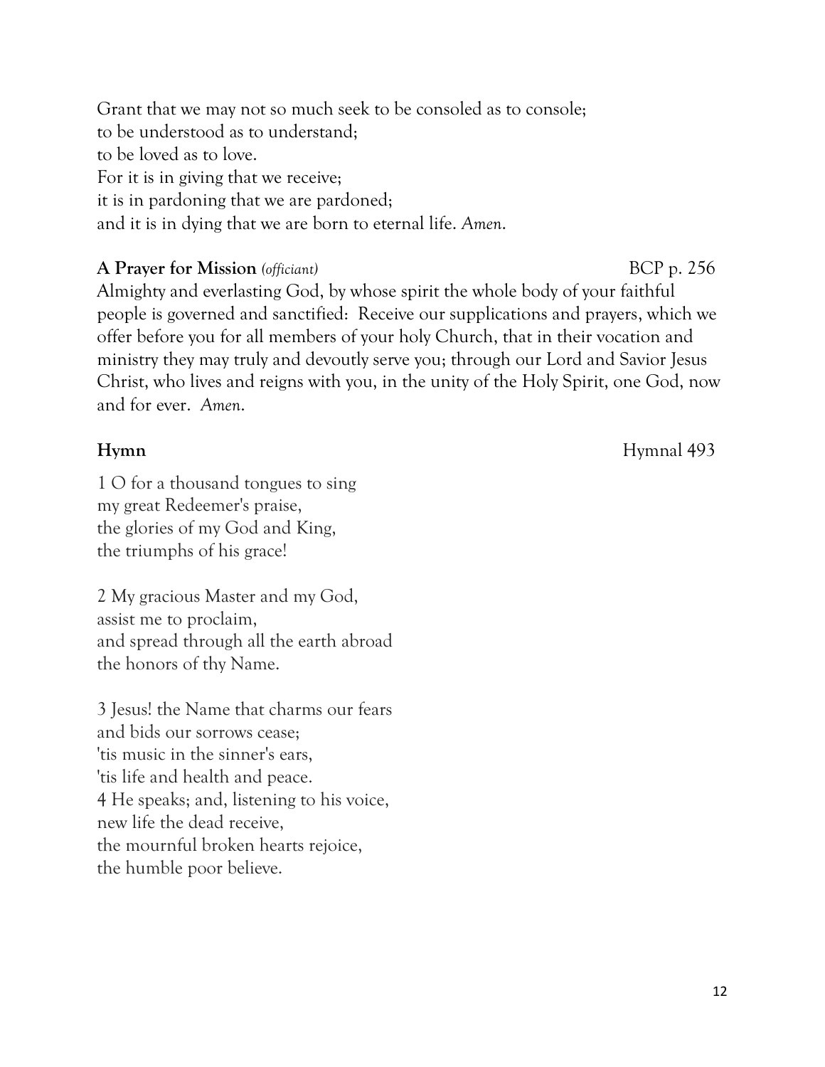Grant that we may not so much seek to be consoled as to console;
to be understood as to understand;
to be loved as to love.
For it is in giving that we receive;
it is in pardoning that we are pardoned;
and it is in dying that we are born to eternal life. *Amen.*

**A Prayer for Mission** *(officiant)* BCP p. 256

Almighty and everlasting God, by whose spirit the whole body of your faithful people is governed and sanctified: Receive our supplications and prayers, which we offer before you for all members of your holy Church, that in their vocation and ministry they may truly and devoutly serve you; through our Lord and Savior Jesus Christ, who lives and reigns with you, in the unity of the Holy Spirit, one God, now and for ever. *Amen.*

**Hymn** Hymnal 493

1 O for a thousand tongues to sing
my great Redeemer's praise,
the glories of my God and King,
the triumphs of his grace!

2 My gracious Master and my God,
assist me to proclaim,
and spread through all the earth abroad
the honors of thy Name.

3 Jesus! the Name that charms our fears
and bids our sorrows cease;
'tis music in the sinner's ears,
'tis life and health and peace.
4 He speaks; and, listening to his voice,
new life the dead receive,
the mournful broken hearts rejoice,
the humble poor believe.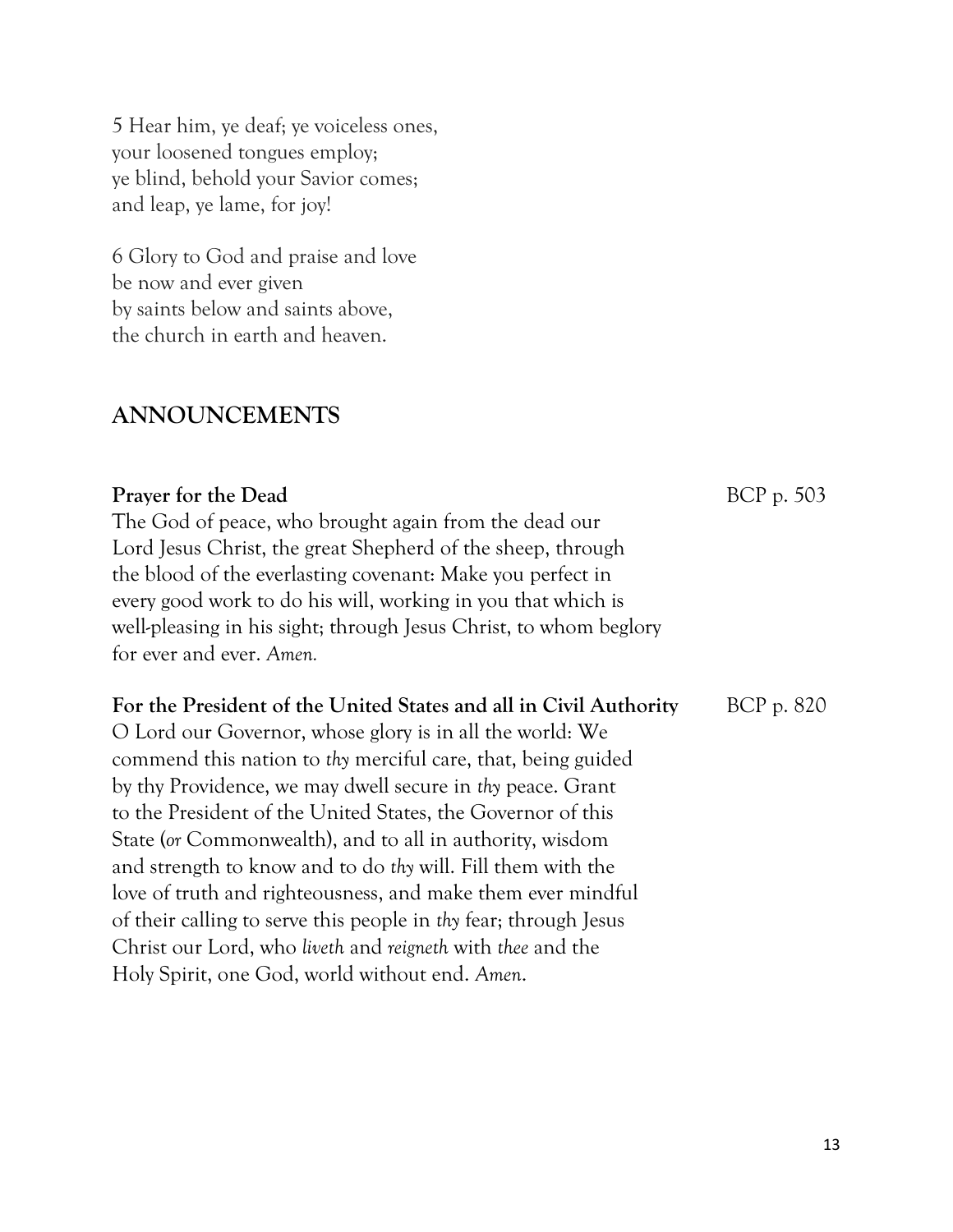5 Hear him, ye deaf; ye voiceless ones,
your loosened tongues employ;
ye blind, behold your Savior comes;
and leap, ye lame, for joy!

6 Glory to God and praise and love
be now and ever given
by saints below and saints above,
the church in earth and heaven.

## ANNOUNCEMENTS

**Prayer for the Dead** BCP p. 503

The God of peace, who brought again from the dead our Lord Jesus Christ, the great Shepherd of the sheep, through the blood of the everlasting covenant: Make you perfect in every good work to do his will, working in you that which is well-pleasing in his sight; through Jesus Christ, to whom beglory for ever and ever. *Amen.*

**For the President of the United States and all in Civil Authority** BCP p. 820

O Lord our Governor, whose glory is in all the world: We commend this nation to *thy* merciful care, that, being guided by thy Providence, we may dwell secure in *thy* peace. Grant to the President of the United States, the Governor of this State (*or* Commonwealth), and to all in authority, wisdom and strength to know and to do *thy* will. Fill them with the love of truth and righteousness, and make them ever mindful of their calling to serve this people in *thy* fear; through Jesus Christ our Lord, who *liveth* and *reigneth* with *thee* and the Holy Spirit, one God, world without end. *Amen*.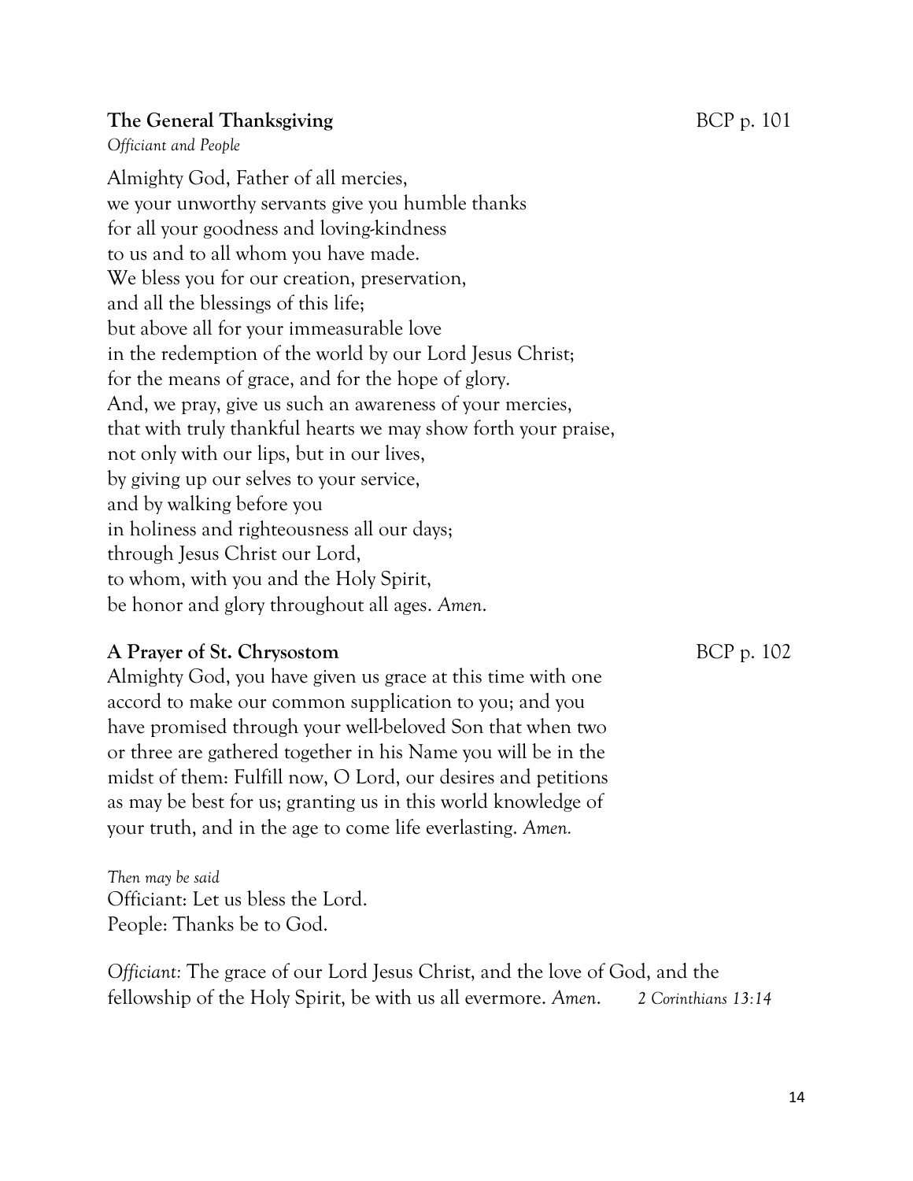**The General Thanksgiving** BCP p. 101

*Officiant and People*

Almighty God, Father of all mercies,
we your unworthy servants give you humble thanks
for all your goodness and loving-kindness
to us and to all whom you have made.
We bless you for our creation, preservation,
and all the blessings of this life;
but above all for your immeasurable love
in the redemption of the world by our Lord Jesus Christ;
for the means of grace, and for the hope of glory.
And, we pray, give us such an awareness of your mercies,
that with truly thankful hearts we may show forth your praise,
not only with our lips, but in our lives,
by giving up our selves to your service,
and by walking before you
in holiness and righteousness all our days;
through Jesus Christ our Lord,
to whom, with you and the Holy Spirit,
be honor and glory throughout all ages. *Amen.*

**A Prayer of St. Chrysostom** BCP p. 102

Almighty God, you have given us grace at this time with one accord to make our common supplication to you; and you have promised through your well-beloved Son that when two or three are gathered together in his Name you will be in the midst of them: Fulfill now, O Lord, our desires and petitions as may be best for us; granting us in this world knowledge of your truth, and in the age to come life everlasting. *Amen.*

*Then may be said*

Officiant: Let us bless the Lord.
People: Thanks be to God.

*Officiant:* The grace of our Lord Jesus Christ, and the love of God, and the fellowship of the Holy Spirit, be with us all evermore. *Amen.* *2 Corinthians 13:14*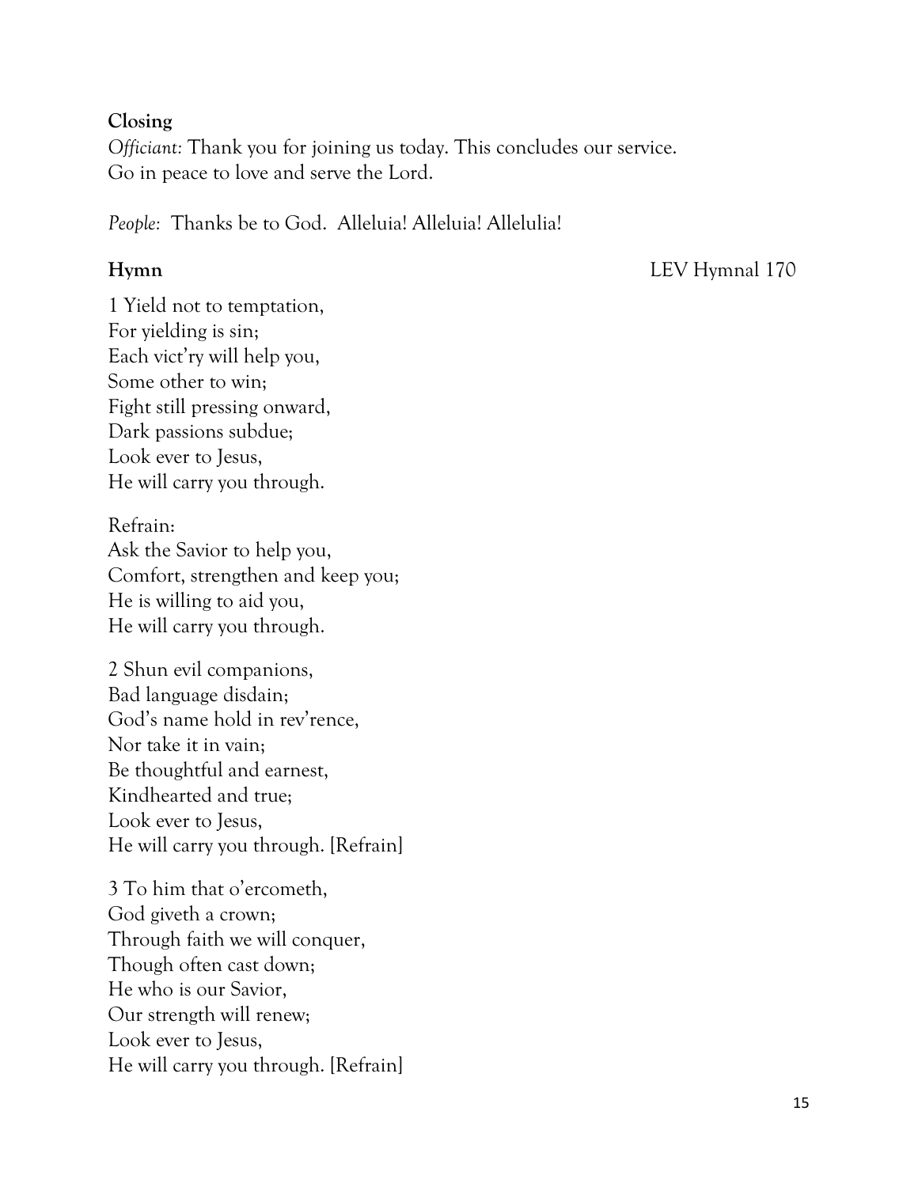**Closing**

*Officiant:* Thank you for joining us today. This concludes our service.
Go in peace to love and serve the Lord.

*People:* Thanks be to God. Alleluia! Alleluia! Allelulia!

**Hymn** LEV Hymnal 170

1 Yield not to temptation,
For yielding is sin;
Each vict'ry will help you,
Some other to win;
Fight still pressing onward,
Dark passions subdue;
Look ever to Jesus,
He will carry you through.

Refrain:
Ask the Savior to help you,
Comfort, strengthen and keep you;
He is willing to aid you,
He will carry you through.

2 Shun evil companions,
Bad language disdain;
God's name hold in rev'rence,
Nor take it in vain;
Be thoughtful and earnest,
Kindhearted and true;
Look ever to Jesus,
He will carry you through. [Refrain]

3 To him that o'ercometh,
God giveth a crown;
Through faith we will conquer,
Though often cast down;
He who is our Savior,
Our strength will renew;
Look ever to Jesus,
He will carry you through. [Refrain]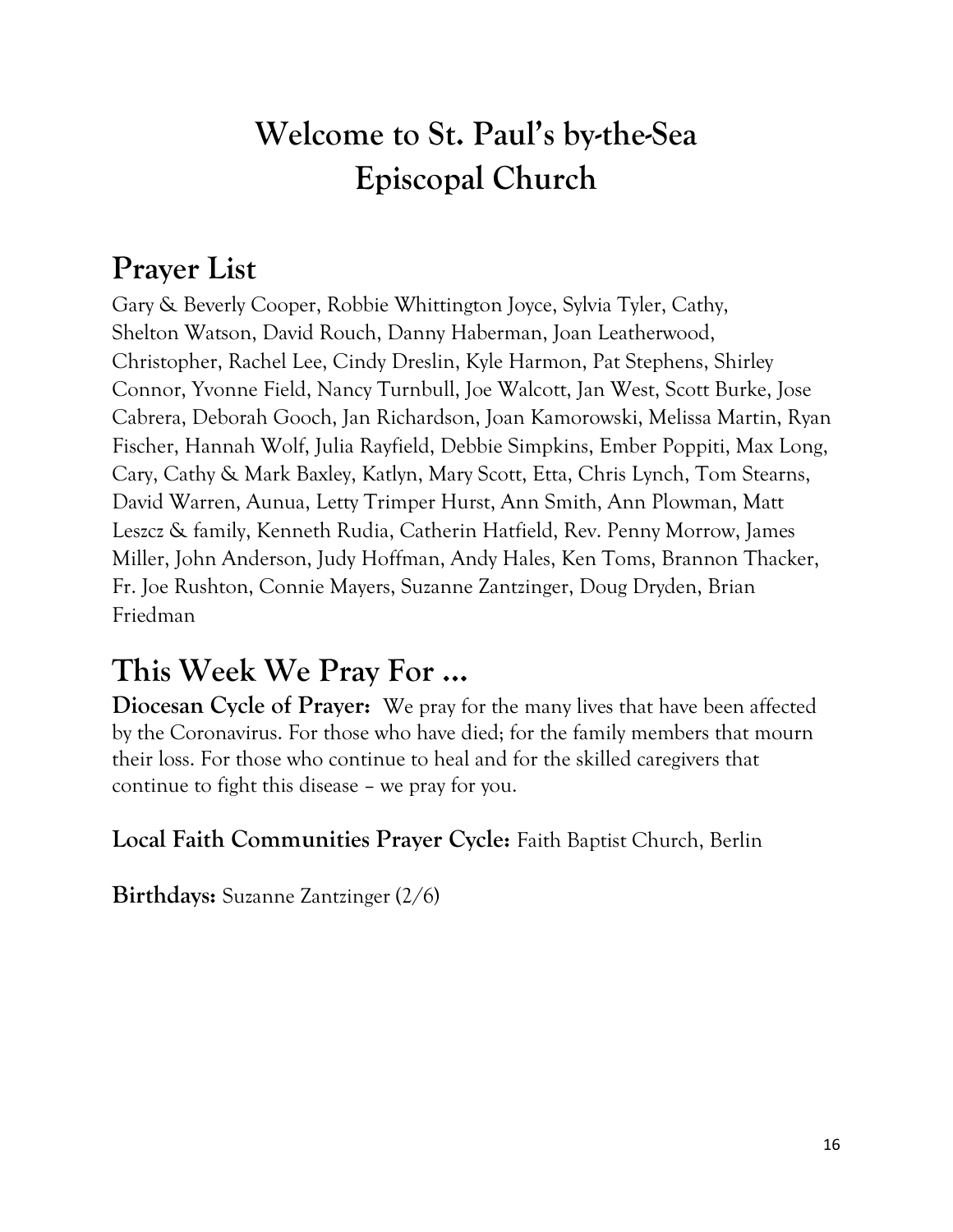# Welcome to St. Paul's by-the-Sea Episcopal Church

## Prayer List

Gary & Beverly Cooper, Robbie Whittington Joyce, Sylvia Tyler, Cathy, Shelton Watson, David Rouch, Danny Haberman, Joan Leatherwood, Christopher, Rachel Lee, Cindy Dreslin, Kyle Harmon, Pat Stephens, Shirley Connor, Yvonne Field, Nancy Turnbull, Joe Walcott, Jan West, Scott Burke, Jose Cabrera, Deborah Gooch, Jan Richardson, Joan Kamorowski, Melissa Martin, Ryan Fischer, Hannah Wolf, Julia Rayfield, Debbie Simpkins, Ember Poppiti, Max Long, Cary, Cathy & Mark Baxley, Katlyn, Mary Scott, Etta, Chris Lynch, Tom Stearns, David Warren, Aunua, Letty Trimper Hurst, Ann Smith, Ann Plowman, Matt Leszcz & family, Kenneth Rudia, Catherin Hatfield, Rev. Penny Morrow, James Miller, John Anderson, Judy Hoffman, Andy Hales, Ken Toms, Brannon Thacker, Fr. Joe Rushton, Connie Mayers, Suzanne Zantzinger, Doug Dryden, Brian Friedman

## This Week We Pray For …

**Diocesan Cycle of Prayer:** We pray for the many lives that have been affected by the Coronavirus. For those who have died; for the family members that mourn their loss. For those who continue to heal and for the skilled caregivers that continue to fight this disease – we pray for you.

**Local Faith Communities Prayer Cycle:** Faith Baptist Church, Berlin

**Birthdays:** Suzanne Zantzinger (2/6)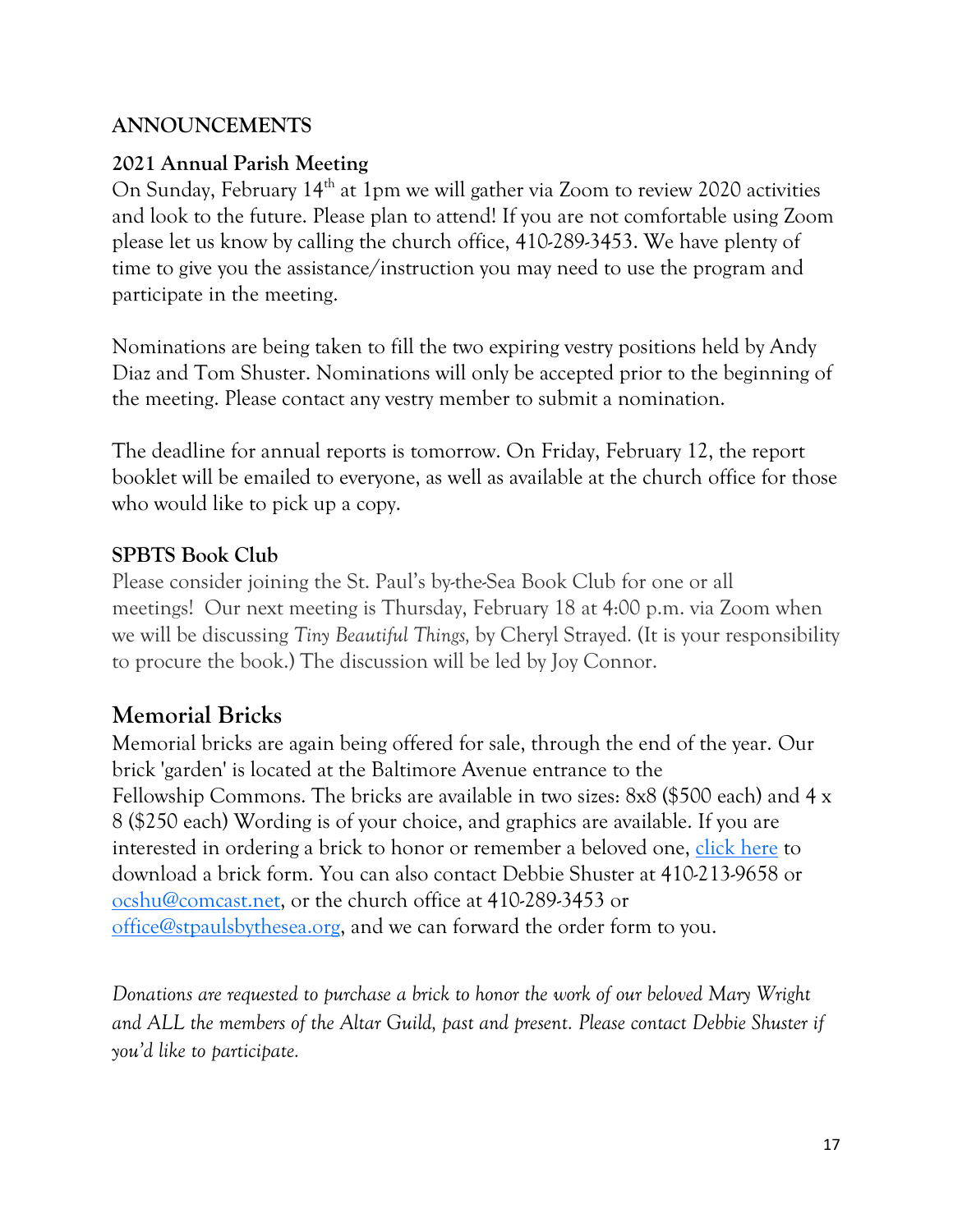## ANNOUNCEMENTS

### 2021 Annual Parish Meeting

On Sunday, February 14th at 1pm we will gather via Zoom to review 2020 activities and look to the future. Please plan to attend! If you are not comfortable using Zoom please let us know by calling the church office, 410-289-3453. We have plenty of time to give you the assistance/instruction you may need to use the program and participate in the meeting.

Nominations are being taken to fill the two expiring vestry positions held by Andy Diaz and Tom Shuster. Nominations will only be accepted prior to the beginning of the meeting. Please contact any vestry member to submit a nomination.

The deadline for annual reports is tomorrow. On Friday, February 12, the report booklet will be emailed to everyone, as well as available at the church office for those who would like to pick up a copy.

### SPBTS Book Club

Please consider joining the St. Paul's by-the-Sea Book Club for one or all meetings! Our next meeting is Thursday, February 18 at 4:00 p.m. via Zoom when we will be discussing *Tiny Beautiful Things,* by Cheryl Strayed. (It is your responsibility to procure the book.) The discussion will be led by Joy Connor.

## Memorial Bricks

Memorial bricks are again being offered for sale, through the end of the year. Our brick 'garden' is located at the Baltimore Avenue entrance to the Fellowship Commons. The bricks are available in two sizes: 8x8 ($500 each) and 4 x 8 ($250 each) Wording is of your choice, and graphics are available. If you are interested in ordering a brick to honor or remember a beloved one, click here to download a brick form. You can also contact Debbie Shuster at 410-213-9658 or ocshu@comcast.net, or the church office at 410-289-3453 or office@stpaulsbythesea.org, and we can forward the order form to you.

*Donations are requested to purchase a brick to honor the work of our beloved Mary Wright and ALL the members of the Altar Guild, past and present. Please contact Debbie Shuster if you'd like to participate.*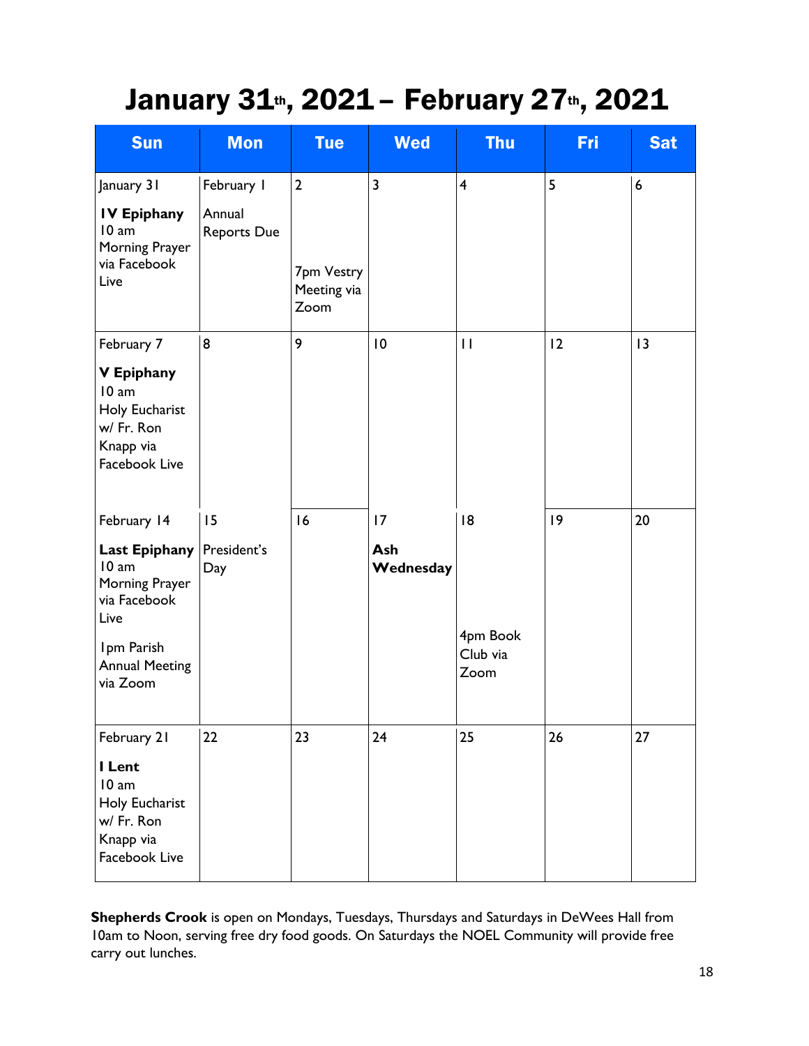# January 31th, 2021 – February 27th, 2021

| Sun | Mon | Tue | Wed | Thu | Fri | Sat |
|---|---|---|---|---|---|---|
| January 31<br>**IV Epiphany**<br>10 am Morning Prayer via Facebook Live | February 1<br>Annual Reports Due | 2<br>7pm Vestry Meeting via Zoom | 3 | 4 | 5 | 6 |
| February 7<br>**V Epiphany**<br>10 am Holy Eucharist w/ Fr. Ron Knapp via Facebook Live | 8 | 9 | 10 | 11 | 12 | 13 |
| February 14<br>**Last Epiphany**<br>10 am Morning Prayer via Facebook Live<br>1pm Parish Annual Meeting via Zoom | 15<br>President's Day | 16 | 17<br>**Ash Wednesday** | 18<br>4pm Book Club via Zoom | 19 | 20 |
| February 21<br>**I Lent**<br>10 am Holy Eucharist w/ Fr. Ron Knapp via Facebook Live | 22 | 23 | 24 | 25 | 26 | 27 |

**Shepherds Crook** is open on Mondays, Tuesdays, Thursdays and Saturdays in DeWees Hall from 10am to Noon, serving free dry food goods. On Saturdays the NOEL Community will provide free carry out lunches.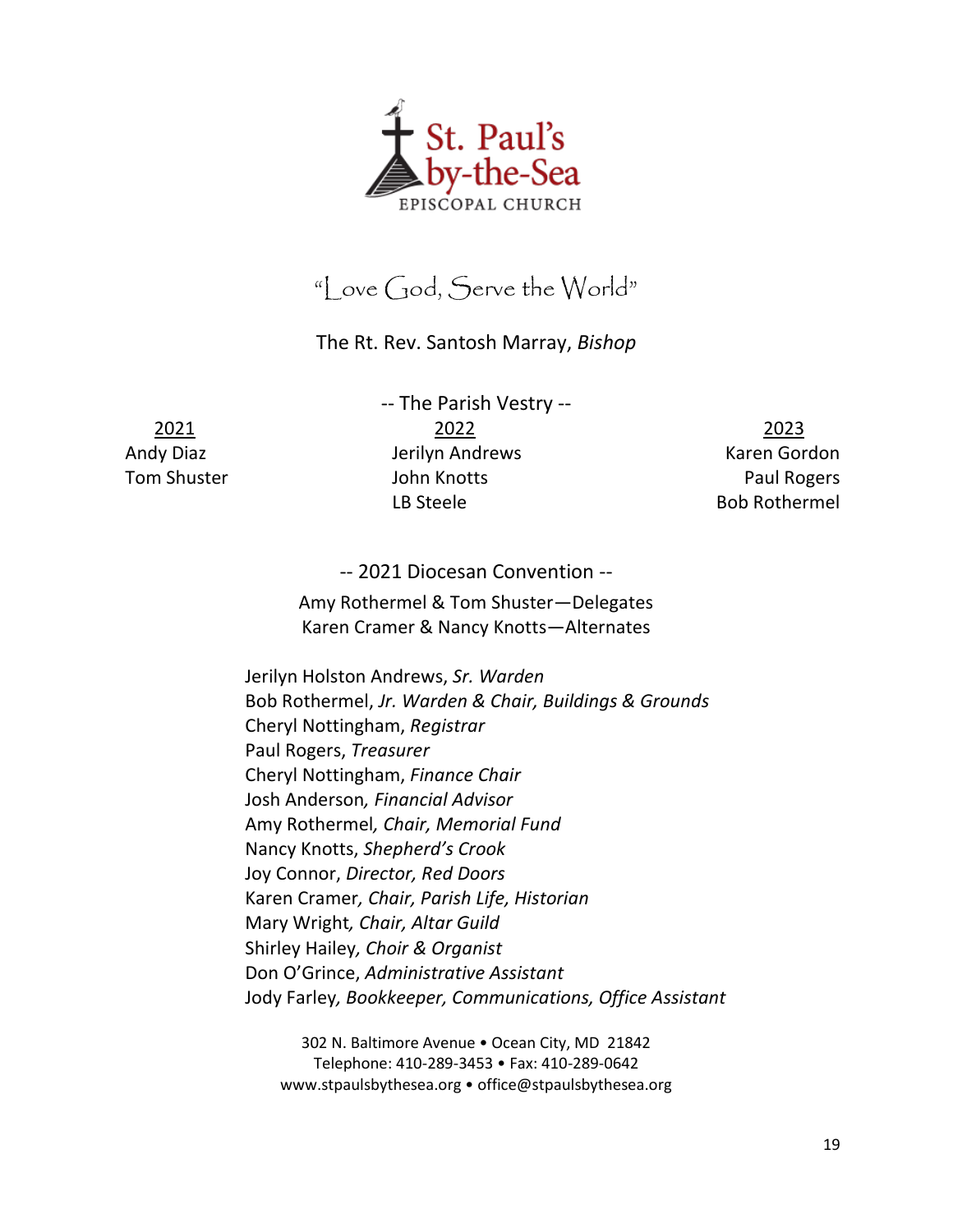St. Paul's by-the-Sea

EPISCOPAL CHURCH

"Love God, Serve the World"

The Rt. Rev. Santosh Marray, *Bishop*

-- The Parish Vestry --

| 2021 | 2022 | 2023 |
| --- | --- | --- |
| Andy Diaz | Jerilyn Andrews | Karen Gordon |
| Tom Shuster | John Knotts | Paul Rogers |
| | LB Steele | Bob Rothermel |

-- 2021 Diocesan Convention --

Amy Rothermel & Tom Shuster—Delegates
Karen Cramer & Nancy Knotts—Alternates

Jerilyn Holston Andrews, *Sr. Warden*
Bob Rothermel, *Jr. Warden & Chair, Buildings & Grounds*
Cheryl Nottingham, *Registrar*
Paul Rogers, *Treasurer*
Cheryl Nottingham, *Finance Chair*
Josh Anderson, *Financial Advisor*
Amy Rothermel, *Chair, Memorial Fund*
Nancy Knotts, *Shepherd's Crook*
Joy Connor, *Director, Red Doors*
Karen Cramer, *Chair, Parish Life, Historian*
Mary Wright, *Chair, Altar Guild*
Shirley Hailey, *Choir & Organist*
Don O'Grince, *Administrative Assistant*
Jody Farley, *Bookkeeper, Communications, Office Assistant*

302 N. Baltimore Avenue • Ocean City, MD 21842
Telephone: 410-289-3453 • Fax: 410-289-0642
www.stpaulsbythesea.org • office@stpaulsbythesea.org